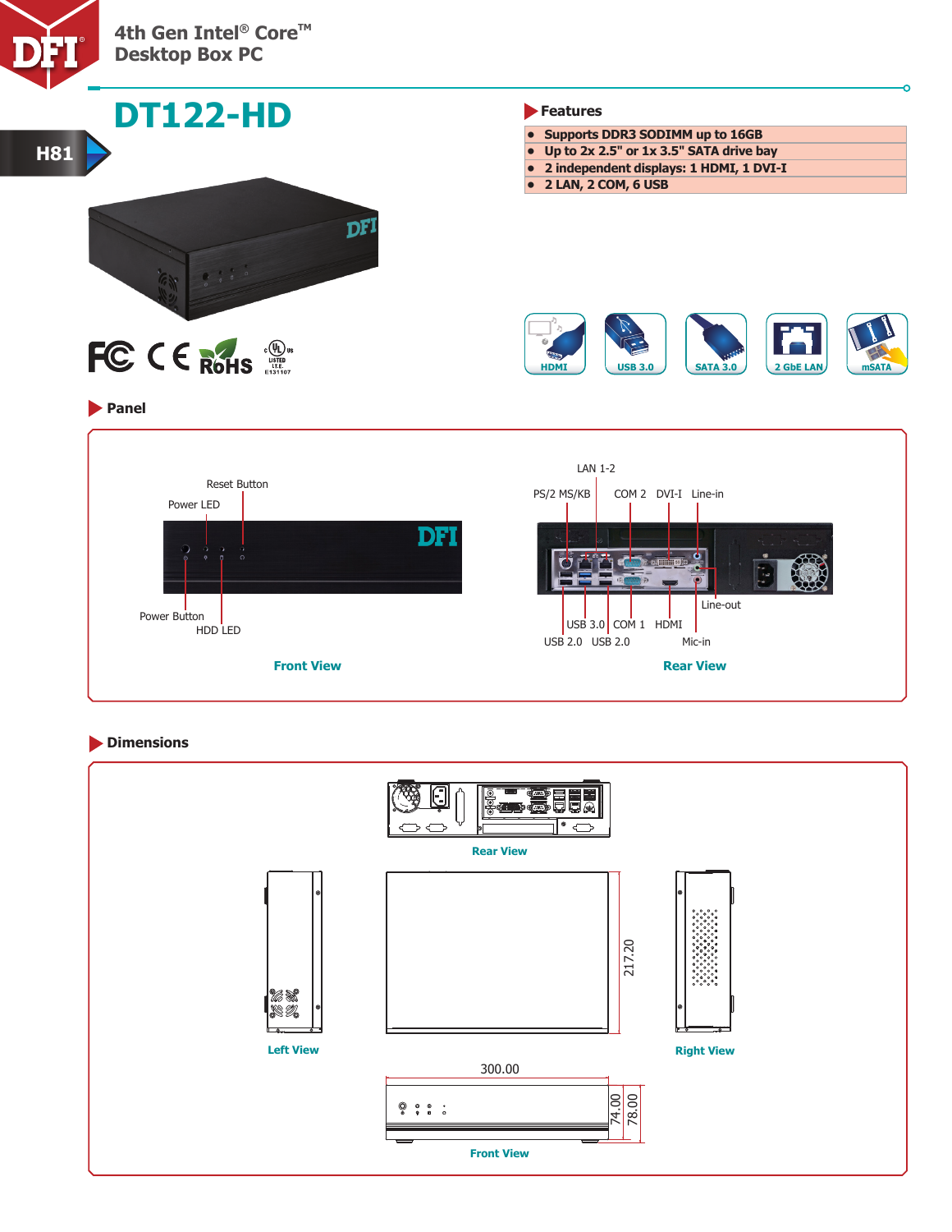# 4th Gen Intel® Core™ Desktop Box PC

# DT122-HD

H81

## Features

- Supports DDR3 SODIMM up to 16GB
- Up to 2x 2.5" or 1x 3.5" SATA drive bay
- 2 independent displays: 1 HDMI, 1 DVI-I
- 2 LAN, 2 COM, 6 USB

HDMI | USB 3.0 | SATA 3.0 | 2 GbE LAN | mSATA

## Panel

**Front View**

Reset Button, Power LED, Power Button, HDD LED

**Rear View**

LAN 1-2, PS/2 MS/KB, COM 2, DVI-I, Line-in, Line-out, USB 3.0, COM 1, HDMI, USB 2.0, USB 2.0, Mic-in

## Dimensions

Rear View

Left View

Right View

217.20

300.00

74.00

78.00

Front View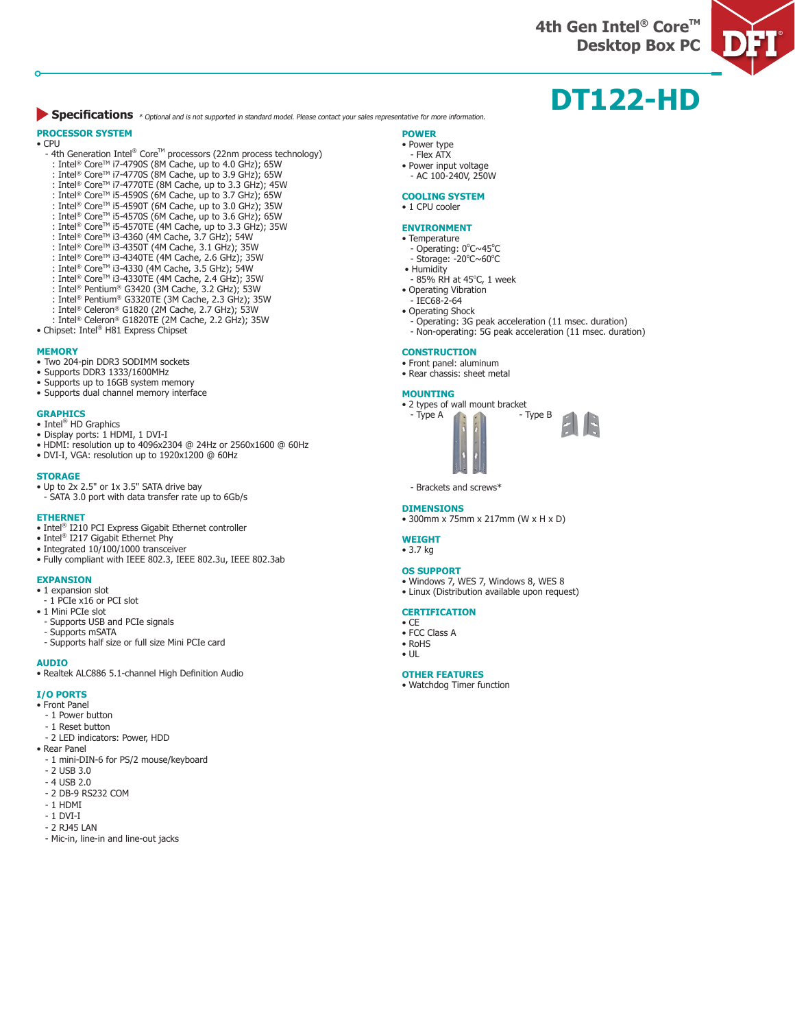# DT122-HD

## Specifications

*\* Optional and is not supported in standard model. Please contact your sales representative for more information.*

### PROCESSOR SYSTEM
- CPU
  - 4th Generation Intel® Core™ processors (22nm process technology)
    - : Intel® Core™ i7-4790S (8M Cache, up to 4.0 GHz); 65W
    - : Intel® Core™ i7-4770S (8M Cache, up to 3.9 GHz); 65W
    - : Intel® Core™ i7-4770TE (8M Cache, up to 3.3 GHz); 45W
    - : Intel® Core™ i5-4590S (6M Cache, up to 3.7 GHz); 65W
    - : Intel® Core™ i5-4590T (6M Cache, up to 3.0 GHz); 35W
    - : Intel® Core™ i5-4570S (6M Cache, up to 3.6 GHz); 65W
    - : Intel® Core™ i5-4570TE (4M Cache, up to 3.3 GHz); 35W
    - : Intel® Core™ i3-4360 (4M Cache, 3.7 GHz); 54W
    - : Intel® Core™ i3-4350T (4M Cache, 3.1 GHz); 35W
    - : Intel® Core™ i3-4340TE (4M Cache, 2.6 GHz); 35W
    - : Intel® Core™ i3-4330 (4M Cache, 3.5 GHz); 54W
    - : Intel® Core™ i3-4330TE (4M Cache, 2.4 GHz); 35W
    - : Intel® Pentium® G3420 (3M Cache, 3.2 GHz); 53W
    - : Intel® Pentium® G3320TE (3M Cache, 2.3 GHz); 35W
    - : Intel® Celeron® G1820 (2M Cache, 2.7 GHz); 53W
    - : Intel® Celeron® G1820TE (2M Cache, 2.2 GHz); 35W
- Chipset: Intel® H81 Express Chipset

### MEMORY
- Two 204-pin DDR3 SODIMM sockets
- Supports DDR3 1333/1600MHz
- Supports up to 16GB system memory
- Supports dual channel memory interface

### GRAPHICS
- Intel® HD Graphics
- Display ports: 1 HDMI, 1 DVI-I
- HDMI: resolution up to 4096x2304 @ 24Hz or 2560x1600 @ 60Hz
- DVI-I, VGA: resolution up to 1920x1200 @ 60Hz

### STORAGE
- Up to 2x 2.5" or 1x 3.5" SATA drive bay
  - SATA 3.0 port with data transfer rate up to 6Gb/s

### ETHERNET
- Intel® I210 PCI Express Gigabit Ethernet controller
- Intel® I217 Gigabit Ethernet Phy
- Integrated 10/100/1000 transceiver
- Fully compliant with IEEE 802.3, IEEE 802.3u, IEEE 802.3ab

### EXPANSION
- 1 expansion slot
  - 1 PCIe x16 or PCI slot
- 1 Mini PCIe slot
  - Supports USB and PCIe signals
  - Supports mSATA
  - Supports half size or full size Mini PCIe card

### AUDIO
- Realtek ALC886 5.1-channel High Definition Audio

### I/O PORTS
- Front Panel
  - 1 Power button
  - 1 Reset button
  - 2 LED indicators: Power, HDD
- Rear Panel
  - 1 mini-DIN-6 for PS/2 mouse/keyboard
  - 2 USB 3.0
  - 4 USB 2.0
  - 2 DB-9 RS232 COM
  - 1 HDMI
  - 1 DVI-I
  - 2 RJ45 LAN
  - Mic-in, line-in and line-out jacks

### POWER
- Power type
  - Flex ATX
- Power input voltage
  - AC 100-240V, 250W

### COOLING SYSTEM
- 1 CPU cooler

### ENVIRONMENT
- Temperature
  - Operating: 0°C~45°C
  - Storage: -20°C~60°C
- Humidity
  - 85% RH at 45°C, 1 week
- Operating Vibration
  - IEC68-2-64
- Operating Shock
  - Operating: 3G peak acceleration (11 msec. duration)
  - Non-operating: 5G peak acceleration (11 msec. duration)

### CONSTRUCTION
- Front panel: aluminum
- Rear chassis: sheet metal

### MOUNTING
- 2 types of wall mount bracket
  - Type A
  - Type B
  - Brackets and screws*

### DIMENSIONS
- 300mm x 75mm x 217mm (W x H x D)

### WEIGHT
- 3.7 kg

### OS SUPPORT
- Windows 7, WES 7, Windows 8, WES 8
- Linux (Distribution available upon request)

### CERTIFICATION
- CE
- FCC Class A
- RoHS
- UL

### OTHER FEATURES
- Watchdog Timer function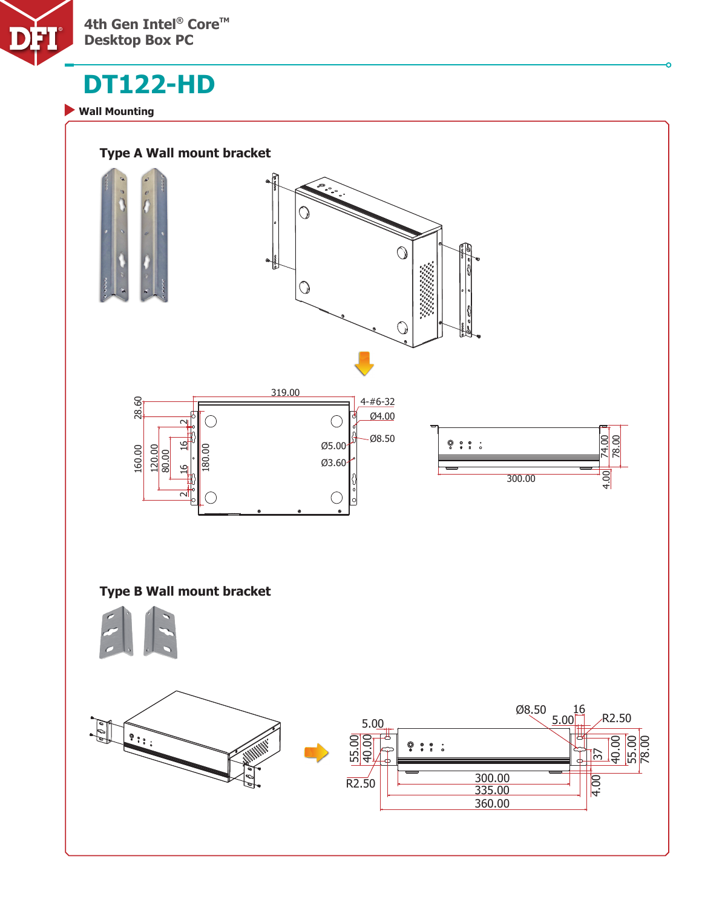# DT122-HD

## Wall Mounting

### Type A Wall mount bracket

319.00

4-#6-32

Ø4.00

Ø8.50

Ø5.00

Ø3.60

28.60

160.00

120.00

80.00

2

16

16

2

180.00

300.00

74.00

78.00

4.00

### Type B Wall mount bracket

Ø8.50

16

5.00

R2.50

5.00

55.00

40.00

R2.50

37

40.00

55.00

78.00

4.00

300.00

335.00

360.00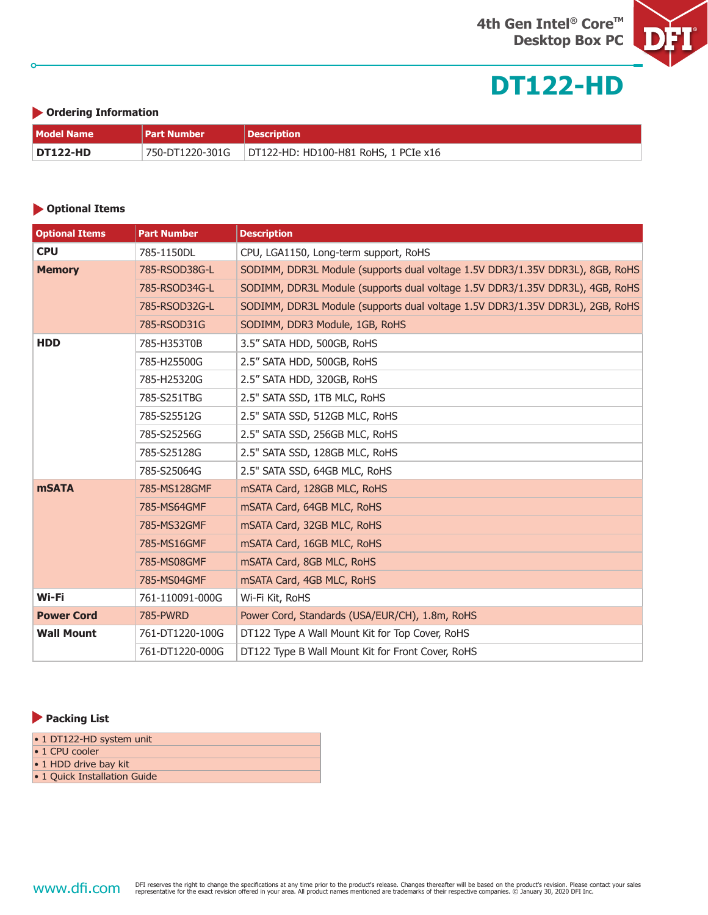4th Gen Intel® Core™
Desktop Box PC

# DT122-HD

## Ordering Information

| Model Name | Part Number | Description |
|---|---|---|
| **DT122-HD** | 750-DT1220-301G | DT122-HD: HD100-H81 RoHS, 1 PCIe x16 |

## Optional Items

| Optional Items | Part Number | Description |
|---|---|---|
| **CPU** | 785-1150DL | CPU, LGA1150, Long-term support, RoHS |
| **Memory** | 785-RSOD38G-L | SODIMM, DDR3L Module (supports dual voltage 1.5V DDR3/1.35V DDR3L), 8GB, RoHS |
| | 785-RSOD34G-L | SODIMM, DDR3L Module (supports dual voltage 1.5V DDR3/1.35V DDR3L), 4GB, RoHS |
| | 785-RSOD32G-L | SODIMM, DDR3L Module (supports dual voltage 1.5V DDR3/1.35V DDR3L), 2GB, RoHS |
| | 785-RSOD31G | SODIMM, DDR3 Module, 1GB, RoHS |
| **HDD** | 785-H353T0B | 3.5" SATA HDD, 500GB, RoHS |
| | 785-H25500G | 2.5" SATA HDD, 500GB, RoHS |
| | 785-H25320G | 2.5" SATA HDD, 320GB, RoHS |
| | 785-S251TBG | 2.5" SATA SSD, 1TB MLC, RoHS |
| | 785-S25512G | 2.5" SATA SSD, 512GB MLC, RoHS |
| | 785-S25256G | 2.5" SATA SSD, 256GB MLC, RoHS |
| | 785-S25128G | 2.5" SATA SSD, 128GB MLC, RoHS |
| | 785-S25064G | 2.5" SATA SSD, 64GB MLC, RoHS |
| **mSATA** | 785-MS128GMF | mSATA Card, 128GB MLC, RoHS |
| | 785-MS64GMF | mSATA Card, 64GB MLC, RoHS |
| | 785-MS32GMF | mSATA Card, 32GB MLC, RoHS |
| | 785-MS16GMF | mSATA Card, 16GB MLC, RoHS |
| | 785-MS08GMF | mSATA Card, 8GB MLC, RoHS |
| | 785-MS04GMF | mSATA Card, 4GB MLC, RoHS |
| **Wi-Fi** | 761-110091-000G | Wi-Fi Kit, RoHS |
| **Power Cord** | 785-PWRD | Power Cord, Standards (USA/EUR/CH), 1.8m, RoHS |
| **Wall Mount** | 761-DT1220-100G | DT122 Type A Wall Mount Kit for Top Cover, RoHS |
| | 761-DT1220-000G | DT122 Type B Wall Mount Kit for Front Cover, RoHS |

## Packing List

- 1 DT122-HD system unit
- 1 CPU cooler
- 1 HDD drive bay kit
- 1 Quick Installation Guide

www.dfi.com

DFI reserves the right to change the specifications at any time prior to the product's release. Changes thereafter will be based on the product's revision. Please contact your sales representative for the exact revision offered in your area. All product names mentioned are trademarks of their respective companies. © January 30, 2020 DFI Inc.